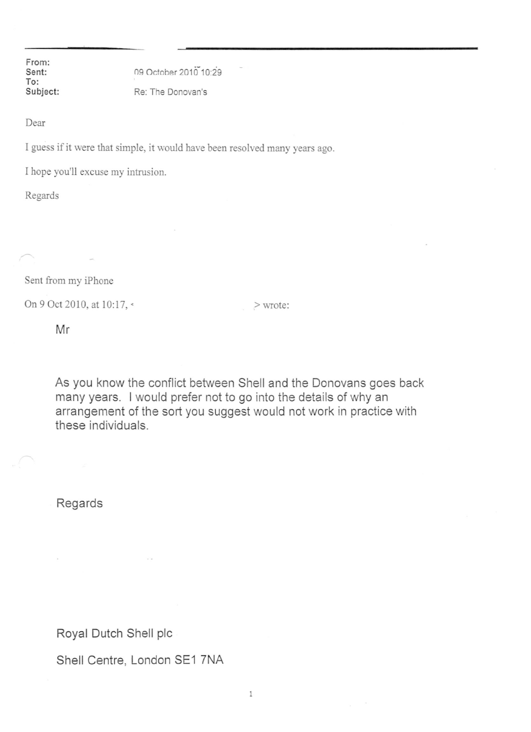**From:**
**Sent:** 09 October 2010 10:29
**To:**
**Subject:** Re: The Donovan's

Dear

I guess if it were that simple, it would have been resolved many years ago.

I hope you'll excuse my intrusion.

Regards

Sent from my iPhone

On 9 Oct 2010, at 10:17, < > wrote:

> Mr
>
> As you know the conflict between Shell and the Donovans goes back many years. I would prefer not to go into the details of why an arrangement of the sort you suggest would not work in practice with these individuals.
>
> Regards
>
> Royal Dutch Shell plc
>
> Shell Centre, London SE1 7NA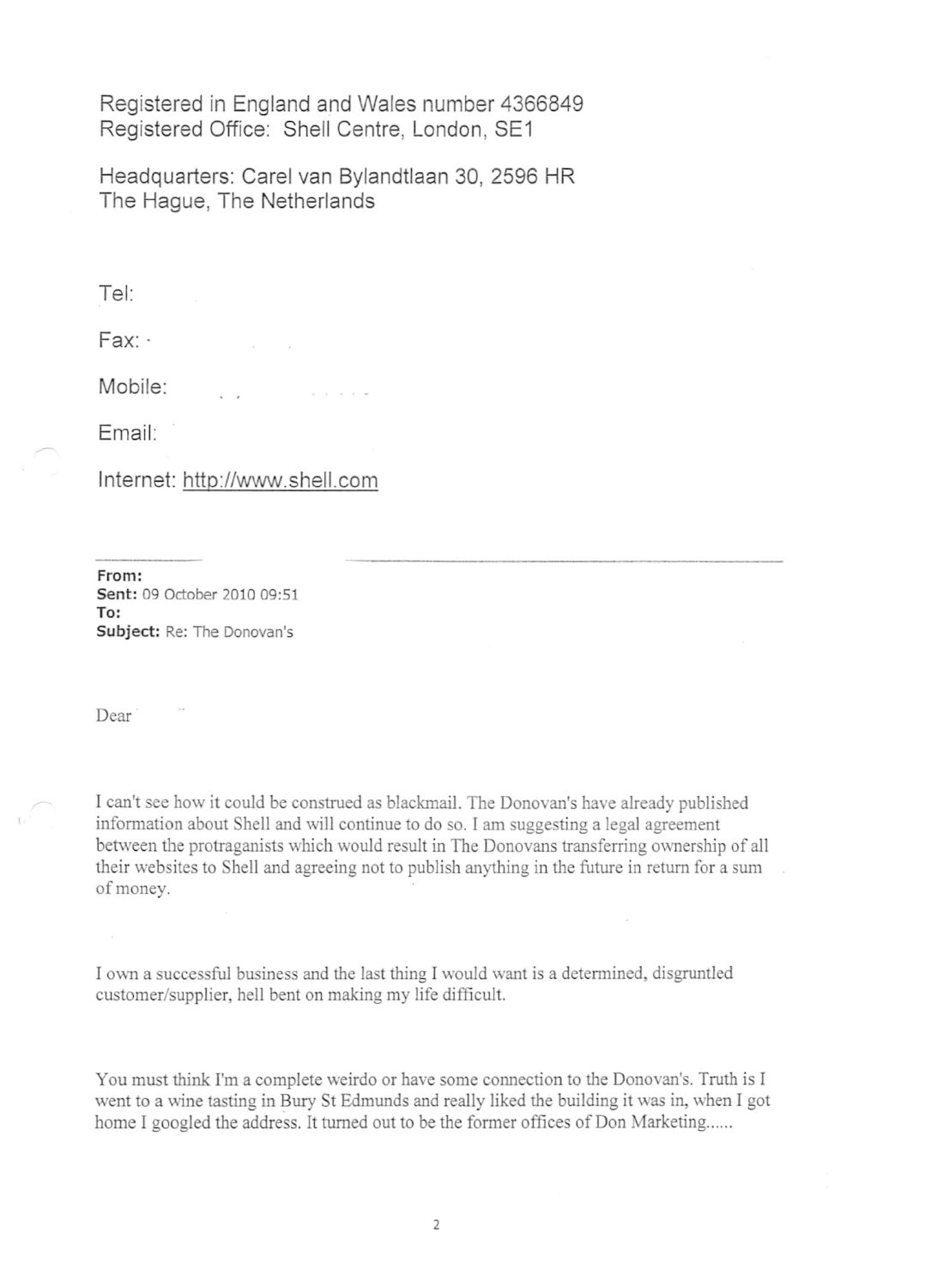Registered in England and Wales number 4366849
Registered Office: Shell Centre, London, SE1

Headquarters: Carel van Bylandtlaan 30, 2596 HR
The Hague, The Netherlands

Tel:

Fax:

Mobile:

Email:

Internet: http://www.shell.com

---

**From:**
**Sent:** 09 October 2010 09:51
**To:**
**Subject:** Re: The Donovan's

Dear

I can't see how it could be construed as blackmail. The Donovan's have already published information about Shell and will continue to do so. I am suggesting a legal agreement between the protraganists which would result in The Donovans transferring ownership of all their websites to Shell and agreeing not to publish anything in the future in return for a sum of money.

I own a successful business and the last thing I would want is a determined, disgruntled customer/supplier, hell bent on making my life difficult.

You must think I'm a complete weirdo or have some connection to the Donovan's. Truth is I went to a wine tasting in Bury St Edmunds and really liked the building it was in, when I got home I googled the address. It turned out to be the former offices of Don Marketing......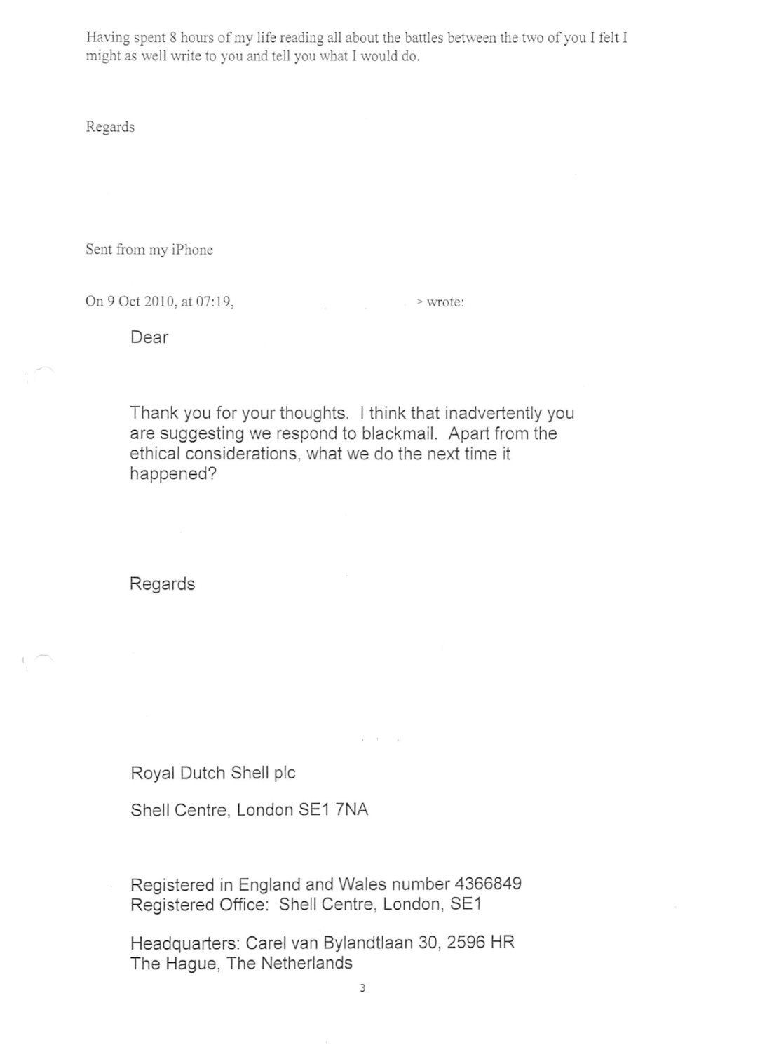Having spent 8 hours of my life reading all about the battles between the two of you I felt I might as well write to you and tell you what I would do.

Regards

Sent from my iPhone

On 9 Oct 2010, at 07:19, > wrote:

> Dear
>
> Thank you for your thoughts. I think that inadvertently you are suggesting we respond to blackmail. Apart from the ethical considerations, what we do the next time it happened?
>
> Regards
>
> Royal Dutch Shell plc
>
> Shell Centre, London SE1 7NA
>
> Registered in England and Wales number 4366849
> Registered Office: Shell Centre, London, SE1
>
> Headquarters: Carel van Bylandtlaan 30, 2596 HR
> The Hague, The Netherlands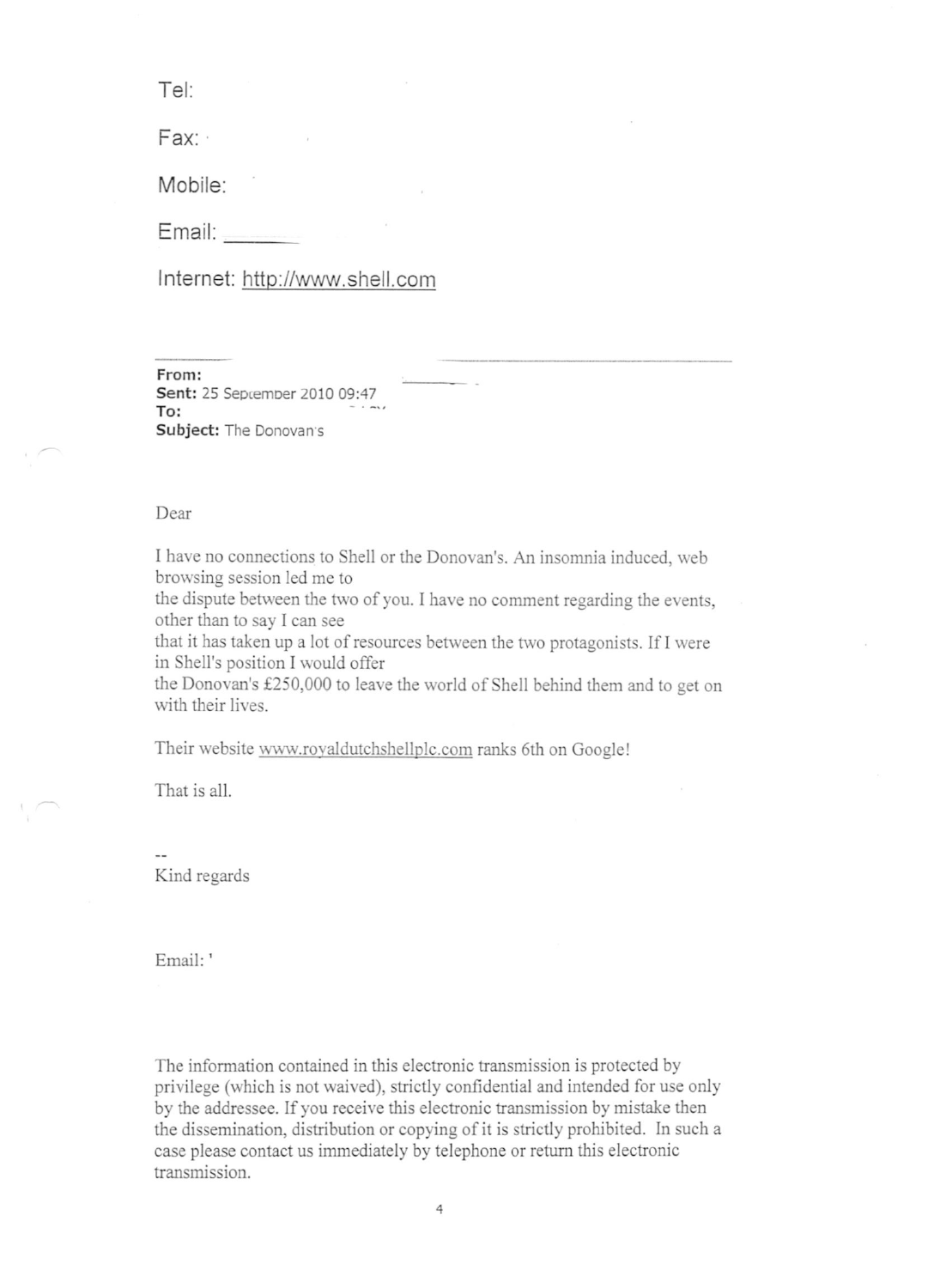Tel:

Fax:

Mobile:

Email:

Internet: http://www.shell.com

---

**From:**
**Sent:** 25 September 2010 09:47
**To:**
**Subject:** The Donovan's

Dear

I have no connections to Shell or the Donovan's. An insomnia induced, web browsing session led me to
the dispute between the two of you. I have no comment regarding the events, other than to say I can see
that it has taken up a lot of resources between the two protagonists. If I were in Shell's position I would offer
the Donovan's £250,000 to leave the world of Shell behind them and to get on with their lives.

Their website www.royaldutchshellplc.com ranks 6th on Google!

That is all.

--
Kind regards

Email: '

The information contained in this electronic transmission is protected by privilege (which is not waived), strictly confidential and intended for use only by the addressee. If you receive this electronic transmission by mistake then the dissemination, distribution or copying of it is strictly prohibited. In such a case please contact us immediately by telephone or return this electronic transmission.